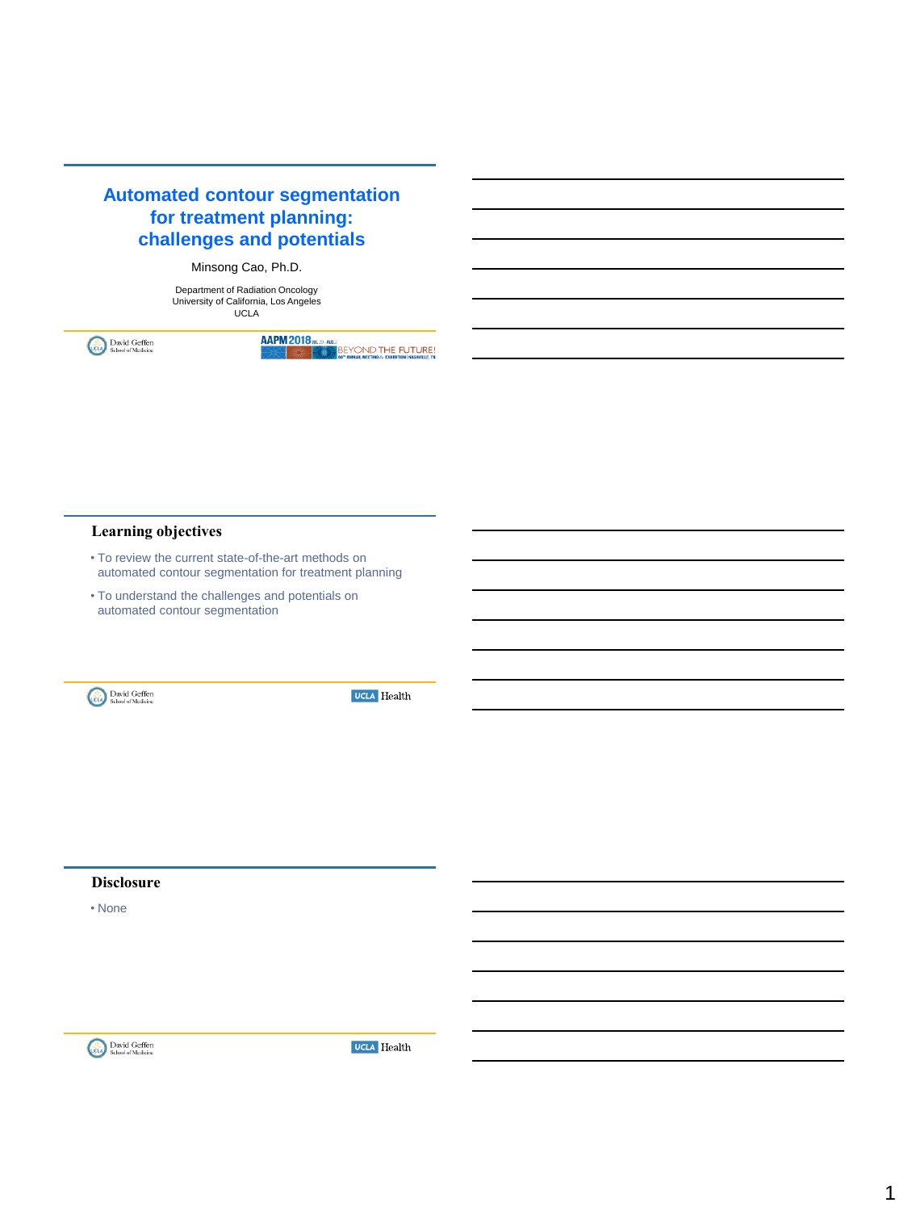# Automated contour segmentation for treatment planning: challenges and potentials

Minsong Cao, Ph.D.

Department of Radiation Oncology
University of California, Los Angeles
UCLA

David Geffen School of Medicine

AAPM 2018 BEYOND THE FUTURE!

## Learning objectives

- To review the current state-of-the-art methods on automated contour segmentation for treatment planning
- To understand the challenges and potentials on automated contour segmentation

David Geffen School of Medicine — UCLA Health

## Disclosure

- None

David Geffen School of Medicine — UCLA Health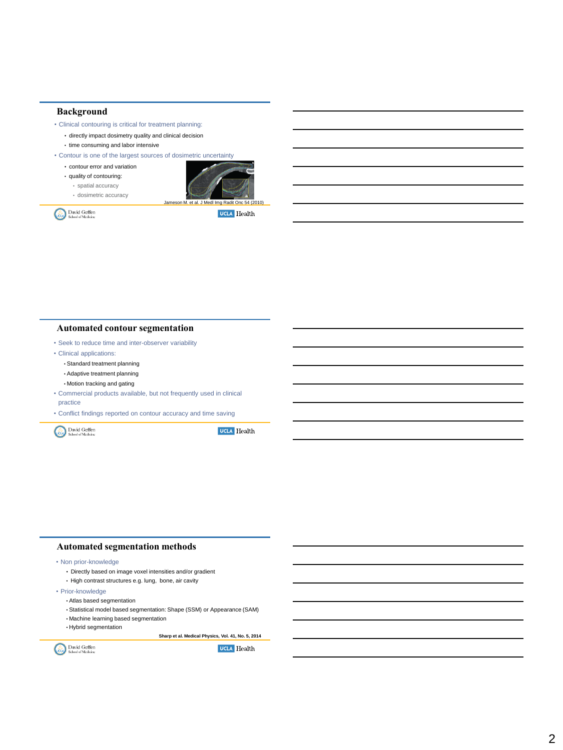## Background

- Clinical contouring is critical for treatment planning:
  - directly impact dosimetry quality and clinical decision
  - time consuming and labor intensive
- Contour is one of the largest sources of dosimetric uncertainty
  - contour error and variation
  - quality of contouring:
    - spatial accuracy
    - dosimetric accuracy

Jameson M. et al. J Medl Img Radit Onc 54 (2010)

## Automated contour segmentation

- Seek to reduce time and inter-observer variability
- Clinical applications:
  - Standard treatment planning
  - Adaptive treatment planning
  - Motion tracking and gating
- Commercial products available, but not frequently used in clinical practice
- Conflict findings reported on contour accuracy and time saving

## Automated segmentation methods

- Non prior-knowledge
  - Directly based on image voxel intensities and/or gradient
  - High contrast structures e.g. lung, bone, air cavity
- Prior-knowledge
  - Atlas based segmentation
  - Statistical model based segmentation: Shape (SSM) or Appearance (SAM)
  - Machine learning based segmentation
  - Hybrid segmentation

**Sharp et al. Medical Physics, Vol. 41, No. 5, 2014**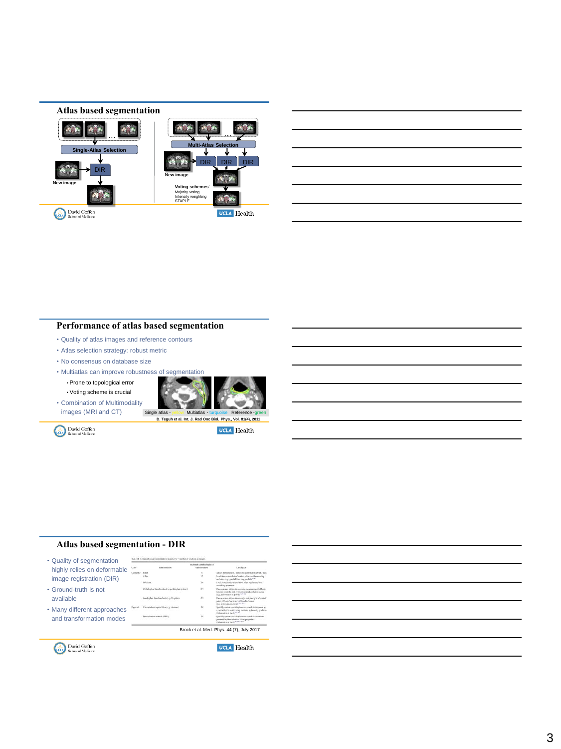## Atlas based segmentation

Single-Atlas Selection

New image

DIR

Multi-Atlas Selection

DIR DIR DIR

New image

Voting schemes:
Majority voting
Intensity weighting
STAPLE ….

## Performance of atlas based segmentation

- Quality of atlas images and reference contours
- Atlas selection strategy: robust metric
- No consensus on database size
- Multiatlas can improve robustness of segmentation
  - Prone to topological error
  - Voting scheme is crucial
- Combination of Multimodality images (MRI and CT)

Single atlas - yellow Multiatlas - turquoise Reference -green

D. Teguh et al. Int. J. Rad Onc Biol. Phys., Vol. 81(4), 2011

## Atlas based segmentation - DIR

- Quality of segmentation highly relies on deformable image registration (DIR)
- Ground-truth is not available
- Many different approaches and transformation modes

Brock et al. Med. Phys. 44 (7), July 2017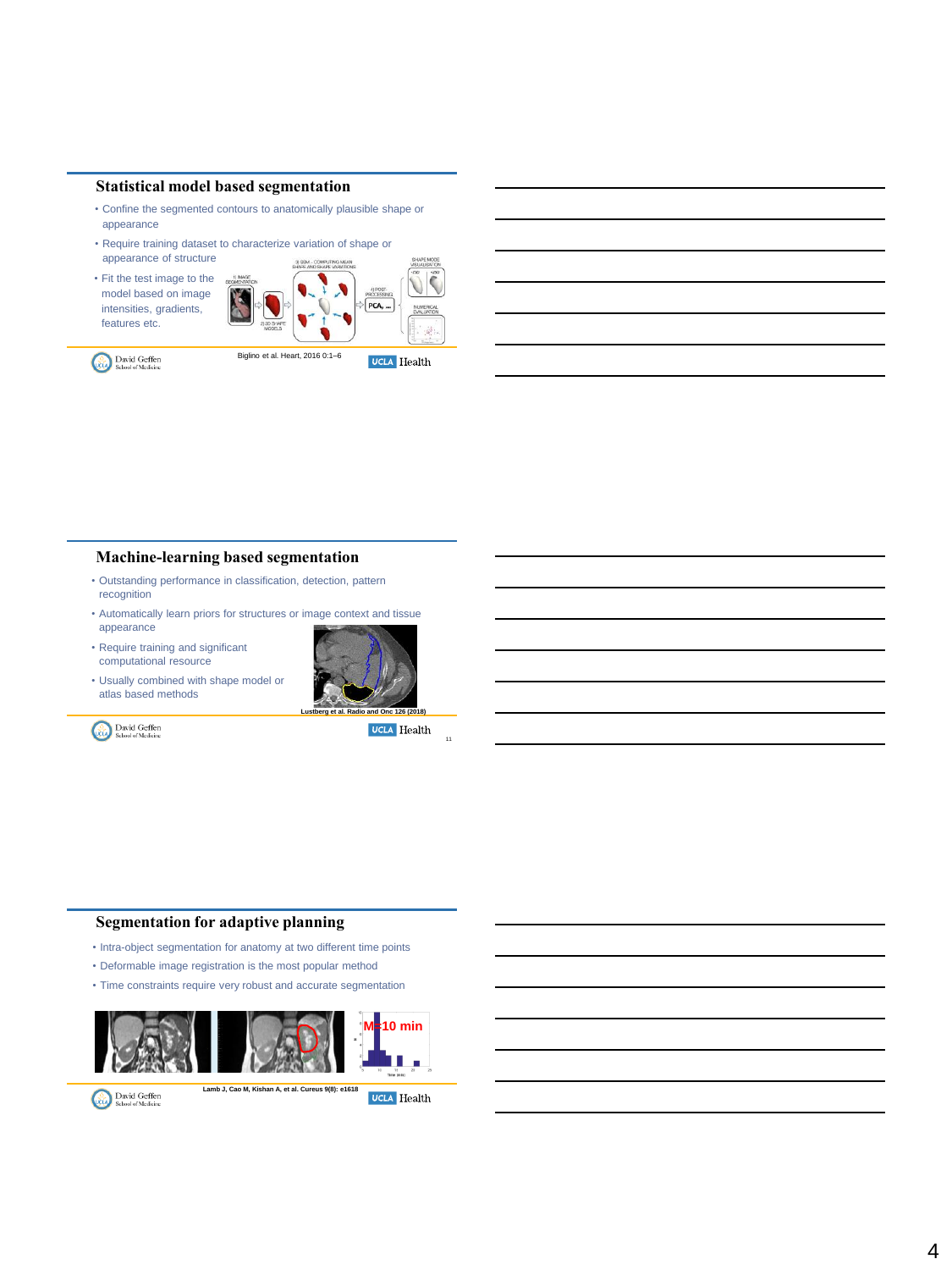## Statistical model based segmentation

- Confine the segmented contours to anatomically plausible shape or appearance
- Require training dataset to characterize variation of shape or appearance of structure
- Fit the test image to the model based on image intensities, gradients, features etc.

Biglino et al. Heart, 2016 0:1–6

## Machine-learning based segmentation

- Outstanding performance in classification, detection, pattern recognition
- Automatically learn priors for structures or image context and tissue appearance
- Require training and significant computational resource
- Usually combined with shape model or atlas based methods

Lustberg et al. Radio and Onc 126 (2018)

## Segmentation for adaptive planning

- Intra-object segmentation for anatomy at two different time points
- Deformable image registration is the most popular method
- Time constraints require very robust and accurate segmentation

Lamb J, Cao M, Kishan A, et al. Cureus 9(8): e1618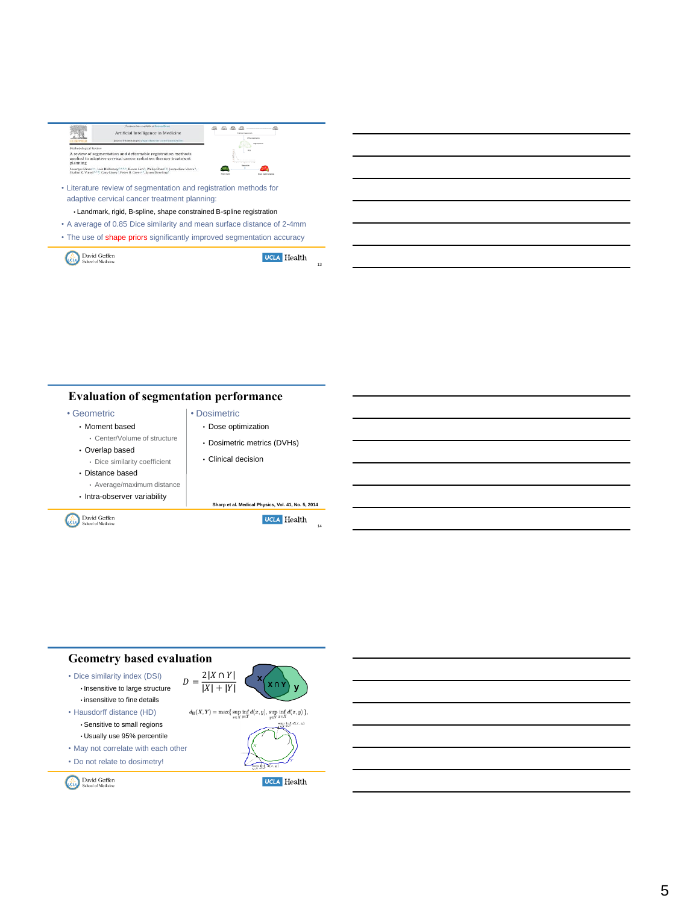Artificial Intelligence in Medicine

Methodological Review

A review of segmentation and deformable registration methods applied to adaptive cervical cancer radiation therapy treatment planning

- Literature review of segmentation and registration methods for adaptive cervical cancer treatment planning:
  - Landmark, rigid, B-spline, shape constrained B-spline registration
- A average of 0.85 Dice similarity and mean surface distance of 2-4mm
- The use of shape priors significantly improved segmentation accuracy

David Geffen School of Medicine — UCLA Health

## Evaluation of segmentation performance

- Geometric
  - Moment based
    - Center/Volume of structure
  - Overlap based
    - Dice similarity coefficient
  - Distance based
    - Average/maximum distance
  - Intra-observer variability
- Dosimetric
  - Dose optimization
  - Dosimetric metrics (DVHs)
  - Clinical decision

Sharp et al. Medical Physics, Vol. 41, No. 5, 2014

David Geffen School of Medicine — UCLA Health

## Geometry based evaluation

- Dice similarity index (DSI)
  - Insensitive to large structure
  - insensitive to fine details
- Hausdorff distance (HD)
  - Sensitive to small regions
  - Usually use 95% percentile
- May not correlate with each other
- Do not relate to dosimetry!

$$D = \frac{2|X \cap Y|}{|X| + |Y|}$$

$$d_H(X,Y) = \max\{\sup_{x \in X} \inf_{y \in Y} d(x,y), \sup_{y \in Y} \inf_{x \in X} d(x,y)\},$$

David Geffen School of Medicine — UCLA Health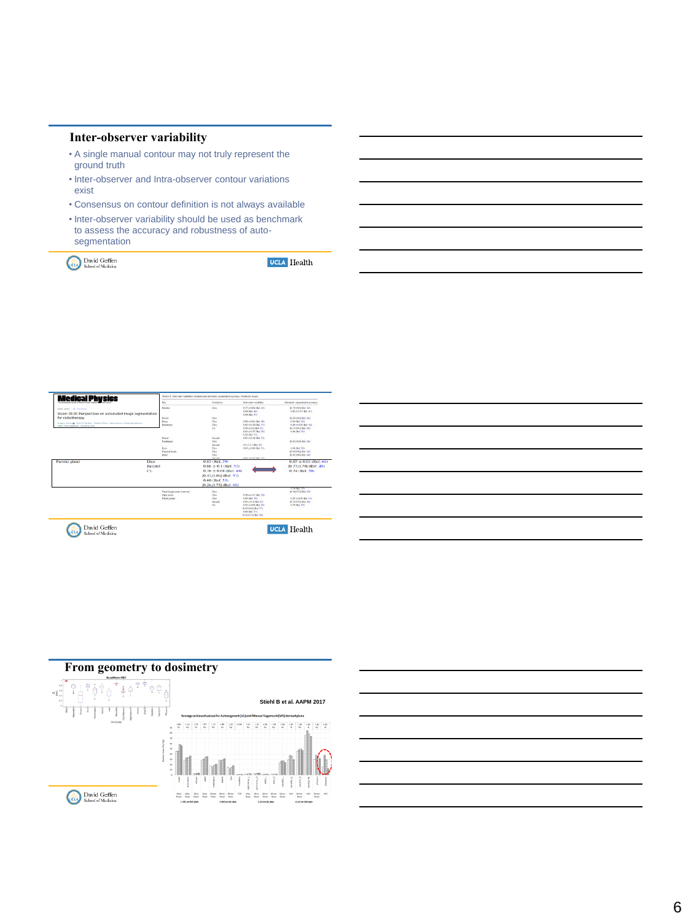## Inter-observer variability

- A single manual contour may not truly represent the ground truth
- Inter-observer and Intra-observer contour variations exist
- Consensus on contour definition is not always available
- Inter-observer variability should be used as benchmark to assess the accuracy and robustness of auto-segmentation

David Geffen School of Medicine — UCLA Health

---

**Medical Physics**

Vision 20/20: Perspectives on automated image segmentation for radiotherapy

| Site | Evaluation | Inter-rater variability | Automatic segmentation accuracy |
|---|---|---|---|
| Parotid gland | Dice | 0.83 (Ref. 29) | 0.85 ± 0.03 (Ref. 61) |
| | Jaccard | 0.66 ± 0.1 (Ref. 52) | [0.73,0.79] (Ref. 48) |
| | CI. | 0.76 ± 0.08 (Ref. 49) | 0.74 (Ref. 50) |
| | | [0.43,0.86] (Ref. 57) | |
| | | 0.60 (Ref. 53) | |
| | | [0.26,0.73] (Ref. 60) | |

David Geffen School of Medicine — UCLA Health

---

## From geometry to dosimetry

Stiehl B et al. AAPM 2017

Average achieved values for Autosegment (AS) and Manual Segment (MS) derived plans

David Geffen School of Medicine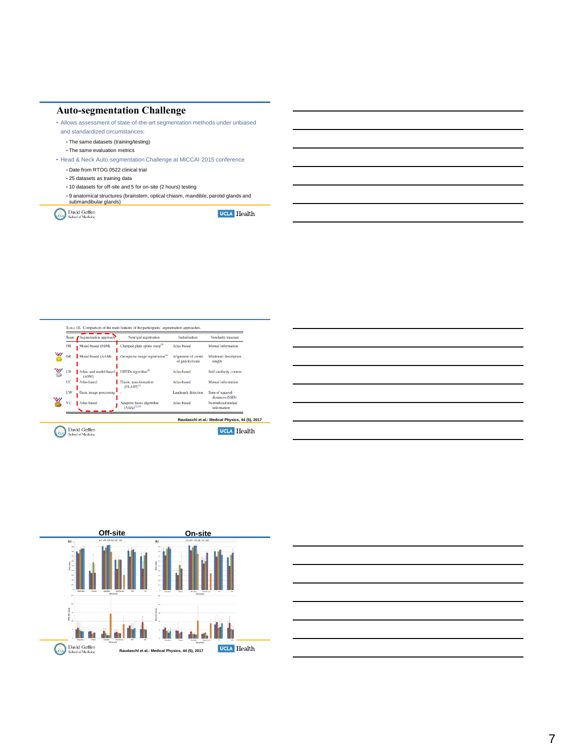## Auto-segmentation Challenge

- Allows assessment of state-of-the-art segmentation methods under unbiased and standardized circumstances:
  - The same datasets (training/testing)
  - The same evaluation metrics
- Head & Neck Auto-segmentation Challenge at MICCAI 2015 conference
  - Date from RTOG 0522 clinical trial
  - 25 datasets as training data
  - 10 datasets for off-site and 5 for on-site (2 hours) testing
  - 9 anatomical structures (brainstem, optical chiasm, mandible, parotid glands and submandibular glands)

TABLE III. Comparison of the main features of the participants' segmentation approaches.

| Team | Segmentation approach | Nonrigid registration | Initialization | Similarity measure |
|---|---|---|---|---|
| FH | Model-based (SSM) | Clamped plate spline warp[34] | Atlas-based | Mutual information |
| IM | Model-based (AAM) | Groupwise image registration[35] | Alignment of center of gravity/scale | Minimum description length |
| UB | Atlas- and model-based (ASM) | DEEDs algorithm[49] | Atlas-based | Self similarity context |
| UC | Atlas-based | Elastic transformation (ELAST)[52] | Atlas-based | Mutual information |
| UW | Basic image processing | - | Landmark detection | Sum of squared distances (SSD) |
| VU | Atlas-based | Adaptive bases algorithm (ABA)[52,59] | Atlas-based | Normalized mutual information |

Raudaschl et al.: Medical Physics, 44 (5), 2017

**Off-site** **On-site**

Raudaschl et al.: Medical Physics, 44 (5), 2017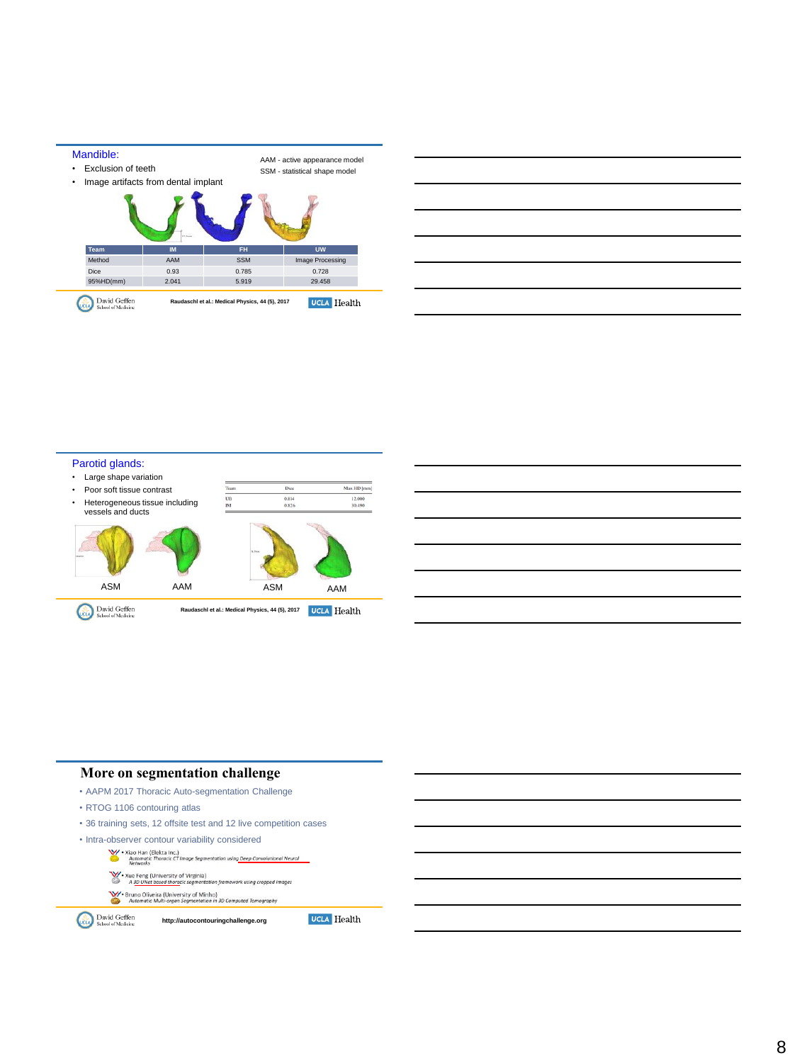## Mandible:

- Exclusion of teeth
- Image artifacts from dental implant

AAM - active appearance model
SSM - statistical shape model

| Team | IM | FH | UW |
|---|---|---|---|
| Method | AAM | SSM | Image Processing |
| Dice | 0.93 | 0.785 | 0.728 |
| 95%HD(mm) | 2.041 | 5.919 | 29.458 |

Raudaschl et al.: Medical Physics, 44 (5), 2017

## Parotid glands:

- Large shape variation
- Poor soft tissue contrast
- Heterogeneous tissue including vessels and ducts

| Team | Dice | Max HD [mm] |
|---|---|---|
| UB | 0.834 | 12.000 |
| IM | 0.826 | 10.490 |

ASM AAM ASM AAM

Raudaschl et al.: Medical Physics, 44 (5), 2017

## More on segmentation challenge

- AAPM 2017 Thoracic Auto-segmentation Challenge
- RTOG 1106 contouring atlas
- 36 training sets, 12 offsite test and 12 live competition cases
- Intra-observer contour variability considered
  - Xiao Han (Elekta Inc.) *Automatic Thoracic CT Image Segmentation using Deep Convolutional Neural Networks*
  - Xue Feng (University of Virginia) *A 3D UNet based thoracic segmentation framework using cropped images*
  - Bruno Oliveira (University of Minho) *Automatic Multi-organ Segmentation in 3D Computed Tomography*

http://autocontouringchallenge.org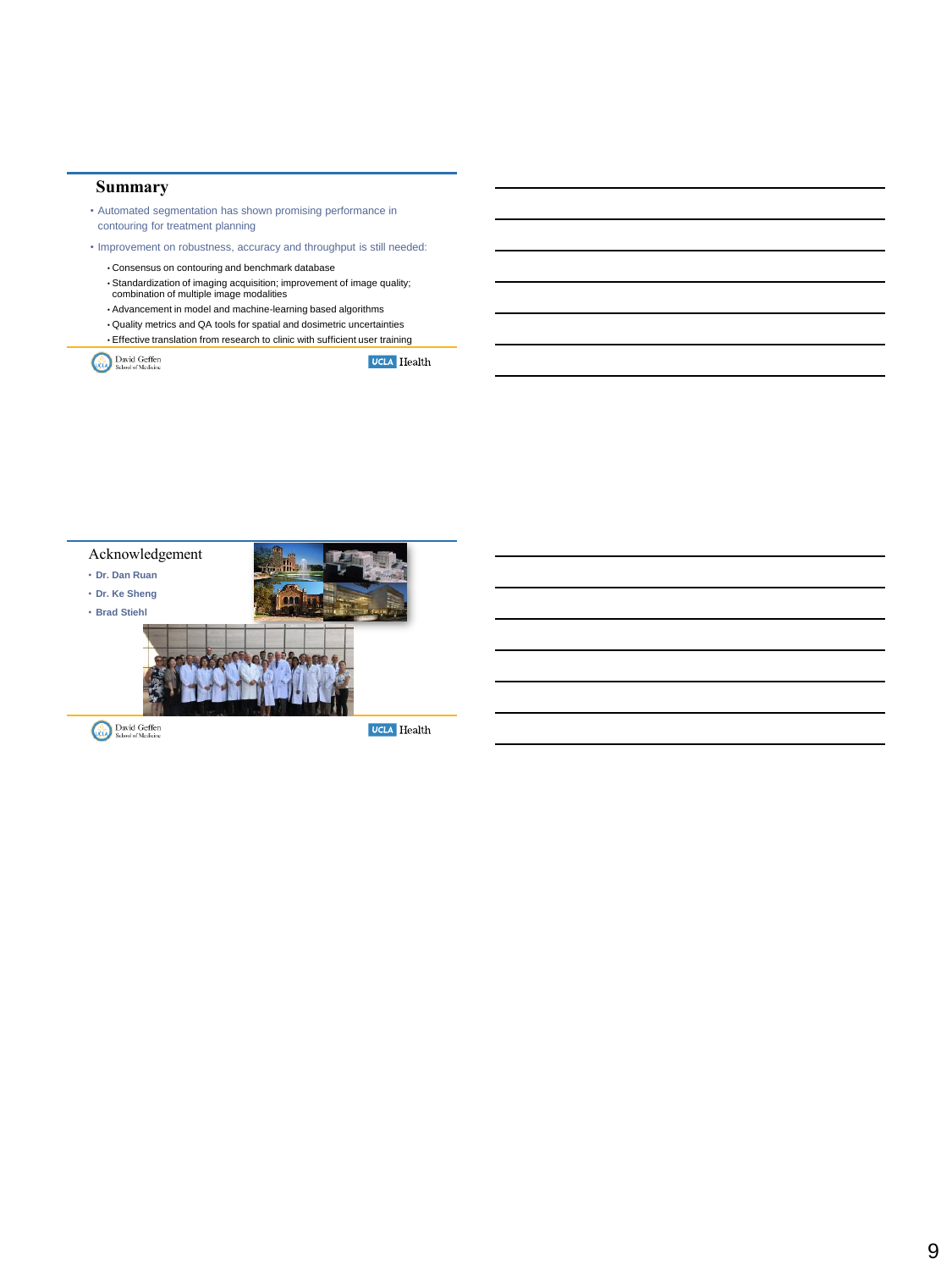## Summary

- Automated segmentation has shown promising performance in contouring for treatment planning
- Improvement on robustness, accuracy and throughput is still needed:
  - Consensus on contouring and benchmark database
  - Standardization of imaging acquisition; improvement of image quality; combination of multiple image modalities
  - Advancement in model and machine-learning based algorithms
  - Quality metrics and QA tools for spatial and dosimetric uncertainties
  - Effective translation from research to clinic with sufficient user training

David Geffen School of Medicine

UCLA Health

## Acknowledgement

- Dr. Dan Ruan
- Dr. Ke Sheng
- Brad Stiehl

David Geffen School of Medicine

UCLA Health